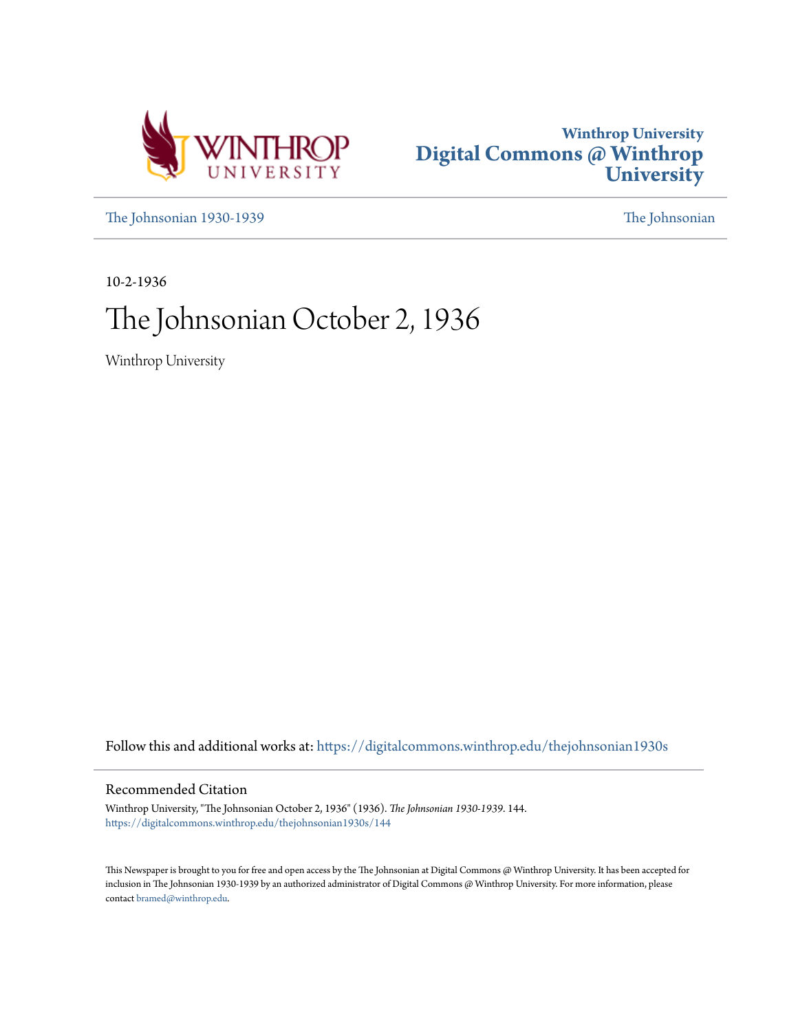Winthrop University
Digital Commons @ Winthrop University

The Johnsonian 1930-1939 | The Johnsonian

10-2-1936

# The Johnsonian October 2, 1936

Winthrop University

Follow this and additional works at: https://digitalcommons.winthrop.edu/thejohnsonian1930s

## Recommended Citation

Winthrop University, "The Johnsonian October 2, 1936" (1936). *The Johnsonian 1930-1939*. 144.
https://digitalcommons.winthrop.edu/thejohnsonian1930s/144

This Newspaper is brought to you for free and open access by the The Johnsonian at Digital Commons @ Winthrop University. It has been accepted for inclusion in The Johnsonian 1930-1939 by an authorized administrator of Digital Commons @ Winthrop University. For more information, please contact bramed@winthrop.edu.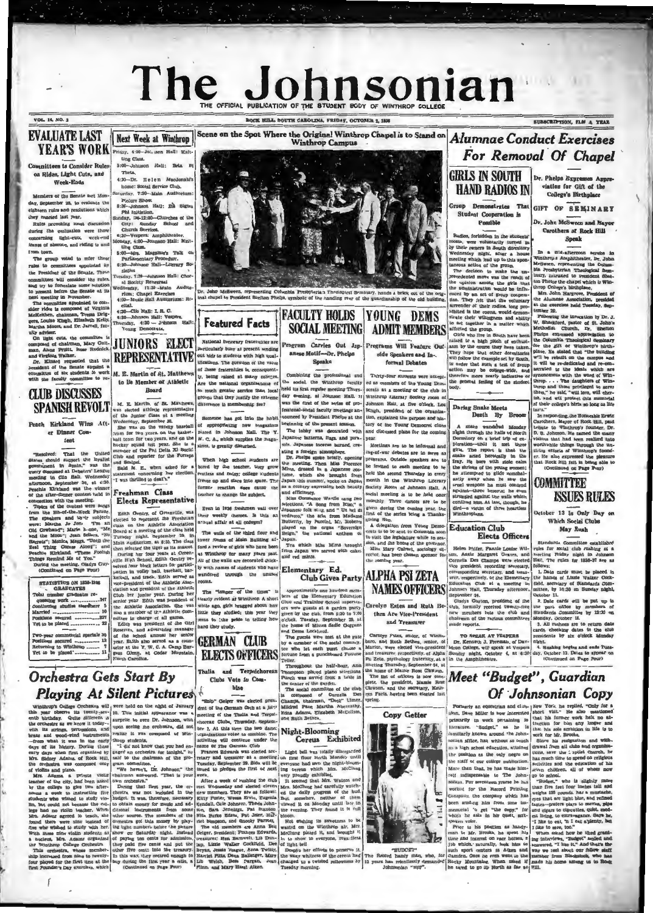# The Johnsonian

THE OFFICIAL PUBLICATION OF THE STUDENT BODY OF WINTHROP COLLEGE

VOL. 14, NO. 3 — ROCK HILL, SOUTH CAROLINA, FRIDAY, OCTOBER 2, 1936 — SUBSCRIPTION, $1.00 A YEAR

## EVALUATE LAST YEAR'S WORK

### Committees to Consider Rules on Rides, Light Cuts, and Week-Ends

Members of the Senate met Monday, September 28, to evaluate the eighteen rules and resolutions which they enacted last year.

Rules provoking most discussion during the evaluation were those concerning light-cuts, week-end leaves of absence, and riding to and from town.

The group voted to refer these rules to committees appointed by the President of the Senate. These committees will consider the rules, and try to formulate some solution to present before the Senate at its next meeting in November.

The committee appointed to consider rides is composed of Virginia McKeithen, chairman, Teresa Bridgers, Louise Kirgh, Elizabeth Kelly, Martha Moore, and Dr. Jarrell, faculty adviser.

On light cuts, the committee is composed of chairman, Mary Cotton, Anne Pruitt, Rose Rednick, and Virginia Walker.

Dr. Kinard requested that the president of the Senate appoint a committee of six students to work with the faculty committee to re-

## CLUB DISCUSSES SPANISH REVOLT

### Peach Kirkland Wins After Dinner Contest

"Resolved: That the United States should support the loyalist government in Spain," was the query discussed at Debaters' League meeting in Club Hall, Wednesday afternoon, September 30, at 4:30. Peachie Kirkland was the winner of the after-dinner contest held in connection with the meeting.

Topics of the contest were songs from the Hit-of-the-Week Parade. The speakers and their subjects were: Martha Jo Jones, "I'm an Old Cowhand"; Marie Keene, "Me and the Moon"; Jean Sellers, "No Regrets"; Monica Meggs, "Until the Real Thing Comes Along"; and Peachie Kirkland, "These Foolish Things Remind Me of You."

During the meeting, Gladys Guy- (Continued on Page Four)

| STATISTICS ON 1935-1936 GRADUATES | |
|---|---|
| Total number graduates requesting work | 247 |
| Continuing studies elsewhere | 5 |
| Married | 10 |
| Positions secured | 227 |
| Yet to be placed | 22 |
| Two-year commercial specials | 30 |
| Positions secured | 12 |
| Returning to Winthrop | 7 |
| Yet to be placed | 11 |

## Next Week at Winthrop

Friday, 4:00—Johnson Hall: Knitting Class.

5:00—Johnson Hall: Beta Pi Theta.

4:30—Dr. Helen Macdonald's home: Social Service Club.

Saturday, 7:30—Main Auditorium: Picture Show.

8:30—Johnson Hall: Eta Sigma Phi Initiation.

Sunday, 10-12:00—Churches of the City: Sunday School and Church Service.

6:30—Vespers: Amphitheater.

Monday, 4:00—Johnson Hall: Knitting Class.

5:00—Mrs. Maggins's Talk on Parliamentary Procedure.

6:30—Johnson Hall—Literary Societies.

Tuesday, 7:30—Johnson Hall: Choral Society Rehearsal.

Wednesday, 11:30—Main Auditorium: Chapel Exercises.

4:00—Music Hall Auditorium: Recital.

4:30—Club Hall: I. R. C.

6:30—Johnson Hall: Vespers.

Thursday, 4:30—Johnson Hall: Young Democrats.

## JUNIORS ELECT REPRESENTATIVE

### M. E. Martin of St. Matthews to Be Member of Athletic Board

M. E. Martin, of St. Matthews, was elected athletic representative of the Junior Class at a meeting Wednesday, September 30.

She was on the varsity baseball team for two years, on the basketball team for two years, and on the hockey squad last year. She is a member of the Phi Delta 30 Social Club and reporter for the Forceps and Scalpel.

Said M. E., when asked for a statement concerning her election, "I was thrilled to death."

## Freshman Class Elects Representative

Edith Gentry, of Greenville, was elected to represent the Freshman class on the Athletic Association Board at a meeting of the class held Tuesday night, September 29, in Main Auditorium, at 6:30. The class then selected the tiger as its mascot.

During her four years at Greenville High School, Edith Gentry received four block letters for participation in volley ball, baseball, basketball, and track. Edith served as vice-president of the Athletic Association and president of the Athletic Club her junior year. During her senior year Edith was president of the Athletic Association. She was also a member of the Y. W. C. A. committee in charge of all games.

Edith was president of the Girl Reserves, and advertising manager of the school annual her senior year. Edith also served as a counselor at the Y. W. C. A. Camp Burgess Glenn, at Cedar Mountain, North Carolina.

## Scene on the Spot Where the Original Winthrop Chapel is to Stand on Winthrop Campus

Dr. John McSween, representing Columbia Presbyterian Theological Seminary, hands a brick out of the original chapel to President Shelton Phelps, symbolic of the handing over of the guardianship of the old building.

## Featured Facts

National honorary fraternities are particularly busy at present sending out bids to students with high qualifications. The question of the value of these fraternities is, consequently, being raised at many colleges. Are the national organizations of so much greater service than local groups that they justify the extreme difference in membership fee?

Someone has got into the habit of appropriating new magazines placed in Johnson Hall. The Y. W. C. A., which supplies the magazines, is greatly disturbed.

When high school students are bored by the teacher, they grow restless and noisy; college students freeze up and stare into space. The former reaction does cause the teacher to change the subject.

Even in 1936 freshmen wail over their weekly themes. Is this an annual affair at all colleges?

The walls of the third floor and tower rooms of Main Building afford a review of girls who have been at Winthrop for many years past. All of the walls are decorated chiefly with names of students who have wandered through the unused rooms.

The "longer of the times" is clearly evident at Winthrop. A short while ago, girls bragged about how little they studied; this year they seem to take pride in telling how hard they study.

## FACULTY HOLDS SOCIAL MEETING

### Program Carries Out Japanese Motif—Dr. Phelps Speaks

Combining the professional and the social, the Winthrop faculty held its first regular meeting Thursday evening, at Johnson Hall. It was the first of the series of professional-social faculty meetings announced by President Phelps at the beginning of the present session.

The lobby was decorated with Japanese lanterns, flags, and parasols. Japanese incense burned, creating a foreign atmosphere.

Dr. Phelps spoke briefly, opening the meeting. Then Miss Florence Mims, dressed in a Japanese costume, which she brought from Japan this summer, spoke on Japan as a country expressing both beauty and efficiency.

Miss Constance Wardle sang two selections, "A Song from Kiso," a Japanese folk song, and "Un bel di vedremo," the aria from Madame Butterfly, by Puccini. Mr. Roberts played on the organ "Sovereign Reign," the national anthem of Japan.

Tea which Miss Mims brought from Japan was served with cakes and red mints.

## GERMAN CLUB ELECTS OFFICERS

### Thalia and Terpsichorean Clubs Vote to Combine

"Snip" Geiger was elected president of the German Club at a joint meeting of the Thalia and Terpsichorean Clubs, Tuesday, September 2. At this time the two dance organizations voted to combine. The activities will continue under the name of The German Club.

Frances Edwards was elected secretary and treasurer at a meeting on first floor North Monday night, Tuesday, September 29. Bids will be issued to pledges the first of next week.

After a week of rushing the club met Wednesday and elected eleven new members. They are as follows: Kitty Potter, Weesie Ervin, Eugenia Kendall, Cele Johnson, Theda Johnson, Sara Jennings, Pat Rucker, Nita Burke Edens, Pat Jeter, Harriet Simpson, and Snooky Parrott.

The old members are Anna Bell Geiger, president; Frances Edwards, treasurer; Hen Barnwell, Lib Dunlap, Lizzie Walker Cockfield, Dee Bryan, Jessie Yeague, Anna Twitty, Harriet Pitts, Dena Ballenger, Mary Lib Welch, Bess Duncan, Jean Flinn, and Mary Hazel Aiken.

## YOUNG DEMS ADMIT MEMBERS

### Programs Will Feature Outside Speakers and Informal Debates

Thirty-four students were accepted as members of the Young Democrats at a meeting of the club in Winthrop Literary Society room of Johnson Hall, at five o'clock. Lou Kirgh, president of the organization, explained the purpose and history of the Young Democrat clubs and discussed plans for the coming year.

Meetings are to be informal and ing-of-war debates are to serve as programs. Outside speakers are to be invited to each meeting to be held the second Thursday in every month in the Winthrop Literary Society Room of Johnson Hall. A social meeting is to be held once monthly. Three dances are to be given during the coming year, the first of the series being a Thanksgiving Hop.

A delegation from Young Democrats is to be sent to Columbia soon to visit the legislature while in session, and the home of the governor.

Miss Mary Calvert, sociology director, has been chosen sponsor for the coming year.

## Elementary Ed. Club Gives Party

Approximately one hundred members of the Elementary Education Club and Training School supervisors were guests at a garden party given by the club, from 5:30 to 7:30 o'clock, Tuesday, September 29, at the home of Misses Sadie Goggans and Dema Lockhart.

The guests were met at the gate by a member of the social committee who let each guest choose a fortune from a punchboard Fortune Teller.

Throughout the half-hour, Ann Thompson played piano selections. Punch was served from a table in the center of the garden.

The social committee of the club is composed of Cornelia Des Champs, chairman, "Deck" Ulmer, Mildred Pike, Martha Abernathy, Edna Adams, Elizabeth McCollum, and Ruth Bethea.

## Night-Blooming Cereus Exhibited

Light bell was totally disregarded on first floor North Monday night; everyone had seen the night-blooming cereus which Mrs. McClung very proudly exhibited.

It seemed that Mrs. Watson and Mrs. McClung had carefully watched the daily progress of the bud. But somehow, neither of them viewed it on Monday until late in the evening. They found it in full bloom.

Not wishing its sweetness to be wasted on the Winthrop air, Mrs. McClung picked it, and brought it in to show to everyone, regardless of light bell.

Despite her efforts to preserve it, the waxy whiteness of the cereus had changed to a twisted yellowness by Tuesday morning.

## ALPHA PSI ZETA NAMES OFFICERS

### Carolyn Estes and Ruth Bethea Are Vice-President and Treasurer

Carolyn Estes, senior, of Winnsboro, and Ruth Bethea, senior, of Marion, were elected vice-president and treasurer of Alpha Psi Zeta, psychology fraternity, at a meeting Thursday, September 24, at the home of Mamie Rose Clawson.

The list of officers is now complete, the president, Mamie Rose Clawson, and the secretary, Kathryn Faris, having been elected last spring.

## Copy Getter

"BUDGET"

The Record handy man, who, for 12 years has relentlessly demanded Johnsonian "copy".

## Alumnae Conduct Exercises For Removal Of Chapel

## GIRLS IN SOUTH HAND RADIOS IN

### Group Demonstrates That Student Cooperation is Possible

Radios, forbidden in the students' rooms, were voluntarily turned in by their owners in South dormitory Wednesday night, after a house meeting which lead up to this spontaneous action of the group.

The decision to make the unprecedented move was the result of the opinion among the girls that the administration would be influenced by an act of group cooperation. They felt that the voluntary surrender of their radios, long prohibited in the rooms, would demonstrate their willingness and ability to act together in a matter which affected the group.

Girls who live in South have been raised to a high pitch of enthusiasm by the course they have taken. They hope that other dormitories will follow the example set by South, in order that such a test of group action may be college-wide, and therefore more nearly indicative of the general feeling of the student body.

## Daring Snake Meets Death By Broom

A snake wandered Monday night through the halls of North Dormitory on a brief trip of exploration—until it met three girls. The report is that as the snake acted heroically in the fray. He bore with stoic calm the shrieks of the young women; he attempted to glide nonchalantly away when he saw the cruel weapons he must contend against—three brooms; he even struggled against the walls which confined him. At last, though, he died—a victim of three heartless Winthropians.

## Education Club Elects Officers

Helen Pfifer, Fannie Louise Wilson, Annie Margaret Graves, and Cornelia Des Champs were elected vice president, recording secretary, corresponding secretary, and treasurer, respectively, of the Elementary Education Club at a meeting in Johnson Hall, Thursday afternoon, September 24.

Gladys Guyton, president of the club, formerly received twenty-five new members into the club and chairmen of the various committees made reports.

### TO SPEAK AT VESPERS

Dr. Kenneth J. Foreman, of Davidson College, will speak at Vespers Sunday night, October 4, at 6:30 in the Amphitheatre.

## Dr. Phelps Expresses Appreciation for Gift of the College's Birthplace

### GIFT OF SEMINARY

### Dr. John McSween and Mayor Carothers at Rock Hill Speak

In a mid-afternoon service in Winthrop's Amphitheater, Dr. John McSween, representing the Columbia Presbyterian Theological Seminary, returned to President Shelton Phelps the chapel which is Winthrop College's birthplace.

Mrs. John Hargrove, President of the Alumnae Association, presided at the exercises held Tuesday, September 29.

Following the invocation by Dr. J. W. Shackford, pastor of St. John's Methodist Church, Dr. Shelton Phelps expressed appreciation to the Columbia Theological Seminary for the gift of Winthrop's birthplace. He stated that "the building will be rebuilt on the campus and it will be re-dedicated and re-consecrated to the ideals which are synonymous with the word of Winthrop . . . to the daughters of Winthrop and those privileged to serve them," he said, "it will live, it will cherish, and will protect this memorial of their college's birth as long as life lasts."

In responding, the Honorable Erwin Carothers, Mayor of Rock Hill, paid tribute to Winthrop's founder, Dr. D. B. Johnson. He named the many visions that had been realized into worthwhile things through the untiring efforts of Winthrop's founder. He also expressed the pleasure that Rock Hill felt in being able to (Continued on Page Four)

## COMMITTEE ISSUES RULES

### October 13 Is Only Day on Which Social Clubs May Rush

Standards Committee established rules for social club rushing at a meeting Friday night in Johnson Hall. The rules for 1936-37 are as follows:

1. Date cards must be placed in the hands of Lizzie Walker Cockfield, secretary of Standards Committee, by 10:30 on Sunday night, October 11.

2. Date cards will be put up in the post office by members of Standards Committee by 12:30 on Monday, October 12.

3. All rushees are to return date cards, checking dates to the club presidents by six o'clock Monday night.

4. Rushing begins and ends Tuesday, October 13. Dates to appear on (Continued on Page Four)

## Orchestra Gets Start By Playing At Silent Pictures

Winthrop's College Orchestra will this year observe its twenty-seventh birthday. Quite different is the orchestra as we know it today—with its strings, percussions, and brass and wood-wind instruments—from what it was in the early days of its history. During those early days when first organized by Mrs. Sidney Adams, of Rock Hill, the orchestra was composed only of violins and piano.

Mrs. Adams, a private violin teacher of the city, had been asked by the college to give two afternoons a week to instructing five students who wished to study violin, but could not because the college had no violin teacher. When Mrs. Adams agreed to teach, she found there were nine instead of five who wished to study with her. With these nine violin students as a nucleus, Mrs. Adams organized the Winthrop College Orchestra.

This orchestra, whose membership increased from nine to twenty-four played for the first time at the first Founder's Day exercises, which was held on the night of January 10. This initial appearance was a surprise to even Dr. Johnson, who, upon seeing the orchestra, did not realize it was composed of Winthrop students.

"I did not know that you had engaged an orchestra for tonight," he said to the chairman of the program committee.

"We haven't, Dr. Johnson," the chairman answered. "That is your own orchestra."

During that first year, the orchestra was not included in the budget. It was, therefore, necessary to obtain money for music and additional instruments from some other source. The members of the orchestra got this money by playing light numbers before the picture show on Saturday night. Instead of paying ten cents for admission, they paid five cents and put the other five cents into the treasury. In this way they secured enough to buy during the first year a cello, a (Continued on Page Four)

## Meet "Budget", Guardian Of Johnsonian Copy

Formerly an equestrian and clarion, Dave Miller is now interested primarily in work pertaining to literature. "Budget," as he is familiarly known around the Johnsonian office, has without so much as a high school education, attained the position as the only negro on the staff of our college publication. More than that, he has made himself indispensable to The Johnsonian. For seventeen years he has worked for the Record Printing Company, the company which has been sending him from time immemorial to "get the copy," for which he asks in his quiet, soft-spoken voice.

Prior to his position as handyman to Mr. Brooks, he spent his time and interest on race horses, a job which, naturally, took him to such sport centers as Aiken and Camden. Once he even went to the Rocky Mountains. When asked if he cared to go up North as far as New York, he replied, "Only for a short visit." He also mentioned that his former work held no attraction for him any longer and that his sole ambition in life is to work for Mr. Brooks.

Since his resignation and withdrawal from all clubs and organizations, save the Baptist Church, he has more time to spend on religious activities and the education of his seven children, all of whom now go to school.

"Budget," who is slightly more than five feet four inches tall and weighs 135 pounds, has a mustache, eyes that are light blue, and refined tastes—prefers plays to movies, pipe and cigars to cigarettes, quiet, modest living to extravagance. Says he, "I like to eat, 'n I eat a plenty, but I like to sew, too."

When asked how he liked granting interviews, "Budget" smiled and answered, "I like it." And that's the way we met the only other staff member from Blackstock, who has made his home among us in Rock Hill.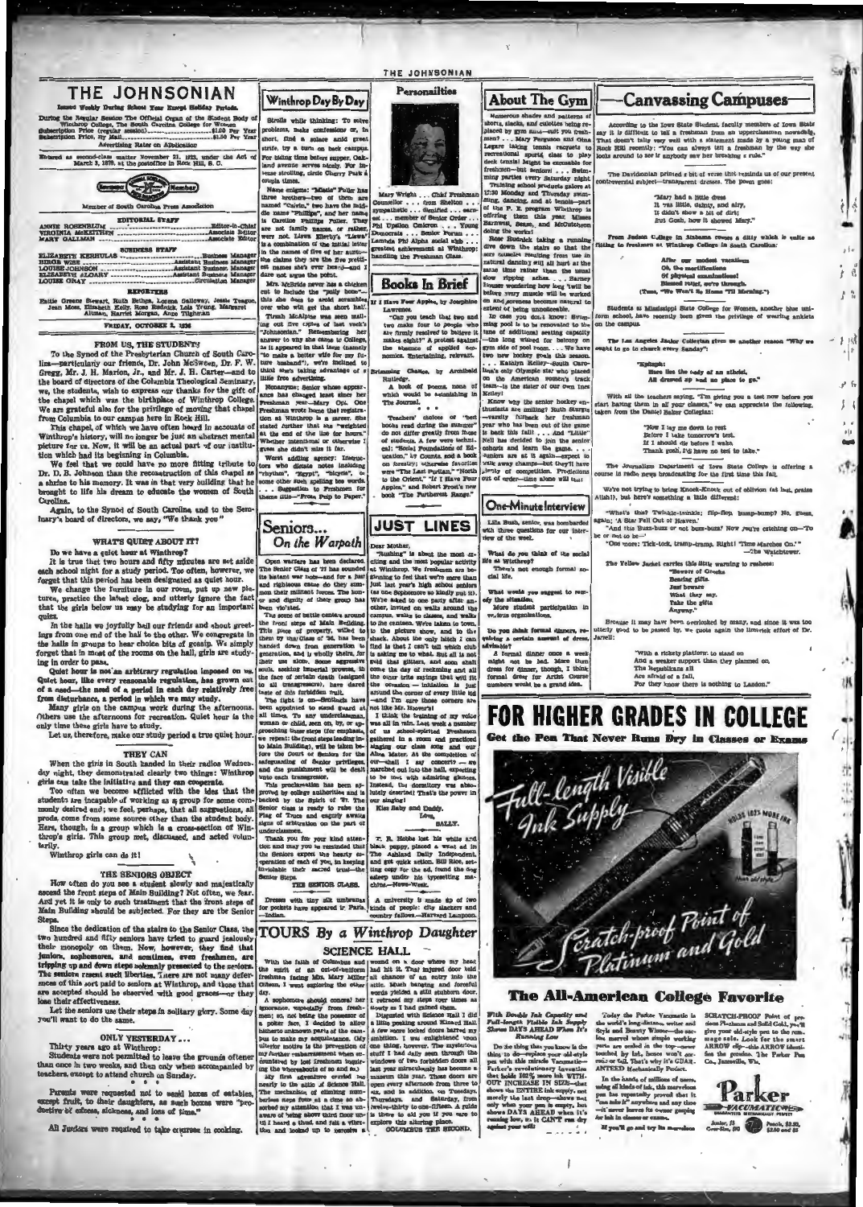# THE JOHNSONIAN

Issued Weekly During School Year Except Holiday Periods

During the Regular Session The Official Organ of the Student Body of Winthrop College, The South Carolina College for Women

Subscription Price (regular session) ............ $1.00 Per Year
Subscription Price, By Mail ............ $1.50 Per Year

Advertising Rates on Application

Entered as second-class matter November 21, 1923, under the Act of March 3, 1879, at the postoffice in Rock Hill, S. C.

Member of South Carolina Press Association

### EDITORIAL STAFF

ANNIE ROSENBLUM ............ Editor-in-Chief
VIRGINIA McKEITHEN ............ Associate Editor
MARY GALLMAN ............ Associate Editor

### BUSINESS STAFF

ELIZABETH KERHULAS ............ Business Manager
BIRDIE WISE ............ Assistant Business Manager
LOUISE JOHNSON ............ Assistant Business Manager
ELIZABETH SLOARY ............ Assistant Business Manager
LOUISE GRAY ............ Circulation Manager

### REPORTERS

Hattie Greene Stewart, Ruth Bethea, Lorena Galloway, Jessie Teague, Jean Moss, Elizabeth Kelly, Rose Rudnick, Lola Young, Margaret Altman, Harriet Morgan, Anne Tilghman

FRIDAY, OCTOBER 2, 1936

## FROM US, THE STUDENTS

To the Synod of the Presbyterian Church of South Carolina—particularly our friends, Dr. John McSween, Dr. F. W. Gregg, Mr. J. H. Marion, Jr., and Mr. J. H. Carter—and to the board of directors of the Columbia Theological Seminary, we, the students, wish to express our thanks for the gift of the chapel which was the birthplace of Winthrop College. We are grateful also for the privilege of moving that chapel from Columbia to our campus here in Rock Hill.

This chapel, of which we have often heard in accounts of Winthrop's history, will no longer be just an abstract mental picture for us. Now, it will be an actual part of our institution which had its beginning in Columbia.

We feel that we could have no more fitting tribute to Dr. D. B. Johnson than the reconstruction of this chapel as a shrine to his memory. It was in that very building that he brought to life his dream to educate the women of South Carolina.

Again, to the Synod of South Carolina and to the Seminary's board of directors, we say, "We thank you."

## WHAT'S QUIET ABOUT IT?

Do we have a quiet hour at Winthrop?

It is true that two hours and fifty minutes are set aside each school night for a study period. Too often, however, we forget that this period has been designated as quiet hour.

We change the furniture in our room, put up new pictures, practice the latest clog, and utterly ignore the fact that the girls below us may be studying for an important quiz.

In the halls we joyfully hail our friends and shout greetings from one end of the hall to the other. We congregate in the halls in groups to hear choice bits of gossip. We simply forget that in most of the rooms on the hall, girls are studying in order to pass.

Quiet hour is not an arbitrary regulation imposed on us. Quiet hour, like every reasonable regulation, has grown out of a need—the need of a period in each day relatively free from disturbance, a period in which we may study.

Many girls on the campus work during the afternoons. Others use the afternoons for recreation. Quiet hour is the only time these girls have to study.

Let us, therefore, make our study period a true quiet hour.

## THEY CAN

When the girls in South handed in their radios Wednesday night, they demonstrated clearly two things: Winthrop girls can take the initiative and they can cooperate.

Too often we become afflicted with the idea that the students are incapable of working as a group for some commonly desired end; we feel, perhaps, that all suggestions, all prods, come from some source other than the student body. Here, though, is a group which is a cross-section of Winthrop's girls. This group met, discussed, and acted voluntarily.

Winthrop girls can do it!

## THE SENIORS OBJECT

How often do you see a student slowly and majestically ascend the front steps of Main Building? Not often, we fear. And yet it is only to such treatment that the front steps of Main Building should be subjected. For they are the Senior Steps.

Since the dedication of the stairs to the Senior Class, the two hundred and fifty seniors have tried to guard jealously their monopoly on them. Now, however, they find that juniors, sophomores, and sometimes, even freshmen, are tripping up and down steps solemnly presented to the seniors. The seniors resent such liberties. There are not many deferences of this sort paid to seniors at Winthrop, and those that are accepted should be observed with good graces—or they lose their effectiveness.

Let the seniors use their steps in solitary glory. Some day you'll want to do the same.

## ONLY YESTERDAY...

Thirty years ago at Winthrop:

Students were not permitted to leave the grounds oftener than once in two weeks, and then only when accompanied by teachers, except to attend church on Sunday.

\* \* \*

Parents were requested not to send boxes of eatables, except fruit, to their daughters, as such boxes were "productive of excess, sickness, and loss of time."

\* \* \*

All Juniors were required to take courses in cooking.

## Winthrop Day By Day

Strolls while thinking: To solve problems, make confessions or, in short, find a solace amid great strife, try a turn on back campus. For biding time before supper, Oakland avenue serves nicely. For intense strolling, circle Cherry Park a couple times.

Name enigma: "Masie" Fuller has three brothers—two of them are named "Calvin," two have the middle name "Phillips," and her name is Caroline Phillips Fuller. They are not family names, or rather, were not. Liewa Ellerby's "Liewa" is a combination of the initial letters in the names of five of her aunts—she claims they are the five prettiest names she's ever heard—and I dare not argue the point.

Mrs. McBride never has a chicken cut to include the "pulley bone"—this she does to avoid scrambles over who will get the short half.

Tirzah McAlpine was seen mailing out five copies of last week's "Johnsonian." Remembering her answer to why she came to College, as it appeared in that issue, (namely "to make a better wife for my future husband"), we're inclined to think she's taking advantage of a little free advertising.

Nonsyme: Senior whose appearance has changed least since her Freshman year—Mary Cox. One Freshman wrote home that registration at Winthrop is a career. She stated further that she "weighed at the end of the line for hours." Whether intentional or otherwise I guess she didn't miss it far.

Worst adding agency: Instructors who dictate notes including "rhythm," "Egypt," "bicycle," or some other such spelling hos words. . . . Suggestion to Freshmen for theme title—"From Pulp to Paper."

## Seniors... On the Warpath

Open warfare has been declared. The Senior Class of '37 has sounded its instant war note—and for a just and righteous cause do they summon their militant forces. The honor and dignity of their group has been violated.

The scene of battle centers around the front steps of Main Building. This piece of property, willed to them by the Class of '36, has been handed down from generation to generation, and is wholly theirs, for their use alone. Some aggressive souls, seeking imperial prowess, in the face of certain death (resigned to all transgressors), have dared taste of this forbidden fruit.

The fight is on—Sentinels have been appointed to stand guard at all times. To any underclassman, woman or child, seen on, by, or approaching those steps (for emphasis, we repeat: the front steps leading into Main Building), will be taken before the Court of Seniors for the safeguarding of Senior privileges, and due punishment will be dealt unto each transgressor.

This proclamation has been approved by college authorities and is backed by the Spirit of '37. The Senior Class is ready to raise the Flag of Truce and eagerly awaits signs of arbitration on the part of underclassmen.

Thank you for your kind attention and may you be reminded that the Seniors expect the hearty cooperation of each of you, in keeping inviolable their sacred trust—the Senior Steps.

THE SENIOR CLASS.

\* \* \*

Dresses with tiny silk umbrellas for pockets have appeared in Paris.—Indian.

## Personalities

Mary Wright . . . Chief Freshman Counsellor . . . from Shelton . . . sympathetic . . . dignified . . . earnest . . . member of Senior Order . . . Phi Upsilon Omicron . . . Young Democrats . . . Senior Forum . . . Lambda Phi Alpha social club . . . greatest achievement at Winthrop: handling the Freshman Class.

## Books In Brief

If I Have Four Apples, by Josephine Lawrence.

"Can you teach that two and two make four to people who are firmly resolved to believe it makes eight?" A protest against the menace of applied economics. Entertaining, relevant.

\* \* \*

Brimming Chalice, by Archibald Rutledge.

A book of poems, none of which would be astonishing in The Journal.

\* \* \*

Teachers' choices of "best books read during the summer" do not differ greatly from those of students. A few were technical: "Social Foundations of Education," by Counts, and a book on forestry; otherwise favorites were "The Last Puritan," "North to the Orient," "If I Have Four Apples," and Robert Frost's new book "The Furthest Range."

## JUST LINES

Dear Mother,

"Rushing" is about the most exciting and the most popular activity at Winthrop. We freshmen are beginning to feel that we're more than just last year's high school seniors (as one Sophomore so kindly put it). We're asked to one party after another, invited on walks around the campus, walks to classes, and walks to the canteen. We're taken to town, to the picture show, and to the Tea Shack. About the only hitch I can find is that I can't tell which club is asking me to what. But all is not told that glitters, and soon shall come the day of reckoning and all the other trite sayings that will fit the occasion—initiation is just around the corner of every little tid—and I'm sure those corners are not like Mr. Hoover's!

I think the training of my voice was all in vain. Last week a number of us school-spirited freshmen gathered in a room and practiced singing our class song and our Alma Mater. At the completion of our—shall I say concert?—we marched out into the hall, expecting to be met with admiring glances. Instead, the dormitory was absolutely deserted! That's the power in our singing!

Kiss Baby and Daddy.

Love,

SALLY.

\* \* \*

T. R. Hobbs lost his white and black puppy, placed a want ad in The Ashland Daily Independent, and got quick action. Bill Rice, setting copy for the ad, found the dog asleep under his typesetting machine.—News-Week.

\* \* \*

A university is made up of two kinds of people: city slackers and country fellows.—Harvard Lampoon.

## TOURS By a Winthrop Daughter

### SCIENCE HALL

With the faith of Columbus and the spirit of an out-of-uniform freshman facing Mrs. Mary Miller Gibson, I went exploring the other day.

A sophomore should conceal her ignorance, especially from freshmen; so, not being the possessor of a poker face, I decided to allow hitherto unknown parts of the campus to make my acquaintance. (My ulterior motive is the prevention of my further embarrassment when encountered by lost freshmen inquiring the whereabouts of so and so.)

My first adventure carried me nearly to the attic of Science Hall. The mechanics of climbing numberless steps from at a time so absorbed my attention that I was unaware of being above third floor until I heard a thud, and felt a vibration and looked up to perceive I wound on a door where my head had hit it. That injured door told a little peeking around Kinard Hall. A few more locked doors barred my ambition. I was enlightened upon one thing, however. The mysterious stuff I had daily seen through the windows of two forbidden doors all last year miraculously has become a museum this year. Those doors are open every afternoon from three to six, and in addition on Tuesdays, Thursdays, and Saturday, from twelve-thirty to one-fifteen. A guide is there to aid you if you care to explore this alluring place.

COLUMBUS THE SECOND.

## About The Gym

Numerous shades and patterns of shorts, slacks, and culottes being replaced by gym suits—suit you freshmen? . . . Mary Ferguson and Gina Legare taking tennis racquets to recreational sports class to play deck tennis! Might be excusable for freshmen—but seniors! . . . Swimming parties every Saturday night . . . Training school products galore at 12:30 Monday and Thursday swimming, dancing, and at tennis—part of the P. E. program Winthrop is offering them this year. Misses Barnwell, Sease, and McCutcheon doing the works!

Rose Rudnick taking a running dive down the stairs so that the sore muscles resulting from use in natural dancing will all hurt at the same time rather than the usual slow ripping aches. . . . Barney Houser wondering how long 'twill be before every muscle will be worked in and soreness becomes natural to extent of being unnoticeable.

In case you don't know: Swimming pool is to be renovated to the tune of additional seating capacity —the long wished for balcony on gym side of pool room. . . . We have two new hockey goals this season. . . . Katalyn Kelley—South Carolina's only Olympic star who placed on the American women's track team—is the sister of our own Ines Kelley!

Know why the senior hockey enthusiasts are smiling? Ruth Sturgis —varsity fullback her freshman year who has been out of the game is back this fall! . . . And "Little" Nell has decided to join the senior cohorts and learn the game. . . . Juniors are at it again—expect to walk away champs—but they'll have plenty of competition. Predictions out of order—time alone will tell!

## One-Minute Interview

Lila Bush, senior, was bombarded with three questions for our interview of the week.

**What do you think of the social life at Winthrop?**

There's not enough formal social life.

**What would you suggest to remedy the situation?**

More student participation in various organizations.

**Do you think formal dinners, requiring a certain amount of dress, advisable?**

A formal dinner once a week would not be bad. More than dress for dinner, though, I think formal dress for Artist Course numbers would be a grand idea.

## Canvassing Campuses

According to the Iowa State Student, faculty members of Iowa State say it is difficult to tell a freshman from an upperclassman nowadays. That doesn't tally very well with a statement made by a young man of Rock Hill recently: "You can always tell a freshman by the way she looks around to see if anybody saw her breaking a rule."

The Davidsonian printed a bit of verse that reminds us of our present controversial subject—transparent dresses. The poem goes:

"Mary had a little dress
It was little, dainty, and airy,
It didn't show a bit of dirt;
But Gosh, how it showed Mary."

From Judson College in Alabama comes a ditty which is quite as fitting to freshmen at Winthrop College in South Carolina:

After our modest vacation
Oh, the mortifications
Of physical examinations!
Blessed relief, we're through.
(Tune, "We Won't Be Home 'Til Morning.")

Students at Mississippi State College for Women, another blue uniform school, have recently been given the privilege of wearing anklets on the campus.

The Los Angeles Junior Collegian gives us another reason "Why we ought to go to church every Sunday":

"Epitaph:
Here lies the body of an atheist,
All dressed up and no place to go."

With all the teachers saying, "I'm giving you a test now before you start having them in all your classes," we can appreciate the following, taken from the Daniel Baker Collegian:

"Now I lay me down to rest
Before I take tomorrow's test,
If I should die before I wake
Thank gosh, I'd have no test to take."

The Journalism Department of Iowa State College is offering a course in radio news broadcasting for the first time this fall.

We're not trying to bring Knock-Knock out of oblivion (at last, praise Allah!), but here's something a little different:

"What's this? Twinkle-twinkle; flip-flop, bump-bump? No, guess again; 'A Star Fell Out of Heaven.'
"And this buzz-buzz or not buzz-buzz? Now you're catching on—To be or not to be—'
"One more: Tick-tock, tramp-tramp. Right! 'Time Marches On.'"
—The Watchtower.

The Yellow Jacket carries this little warning to rushees:

"Beware of Greeks
Bearing gifts.
Just beware
What they say.
Take the gifts
Anyway."

Because it may have been overlooked by many, and since it was too utterly good to be passed by, we quote again the limerick effort of Dr. Jarrell:

"With a rickety platform to stand on
And a weaker support than they planned on,
The Republicans all
Are afraid of a fall,
For they know there is nothing to Landon."

# FOR HIGHER GRADES IN COLLEGE

Get the Pen That Never Runs Dry in Classes or Exams

Full-length Visible Ink Supply

Scratch-proof Point of Platinum and Gold

## The All-American College Favorite

**With Double Ink Capacity and Full-length Visible Ink Supply Shows DAYS AHEAD When It's Running Low**

Do the thing that you know is the thing to do—replace your old-style pen with this miracle Vacumatic—Parker's revolutionary invention that holds 102% more ink WITHOUT INCREASE IN SIZE—that shows the ENTIRE ink supply, not merely the last drop—shows not only when your pen is empty, but shows DAYS AHEAD when it's running low, so it CAN'T run dry against your will!

Today the Parker Vacumatic is the world's long-distance writer and Style and Beauty Winner—the sacless marvel whose simple working parts are sealed in the top—never touched by ink, hence won't corrode or fail. That's why it's GUARANTEED Mechanically Perfect.

In the hands of millions of users, using all kinds of ink, this marvelous pen has repeatedly proved that it "can take it" anywhere and any time —it never leaves its owner gasping for ink in classes or exams.

If you'll go and try its marvelous SCRATCH-PROOF Point of precious Platinum and Solid Gold, you'll give your old-style pen to the rummage sale. Look for the smart ARROW clip—this ARROW identifies the genuine. The Parker Pen Co., Janesville, Wis.

Parker VACUMATIC

Junior, $5; Over-Size, $10 — Pencils, $2.50, $3.50 and $5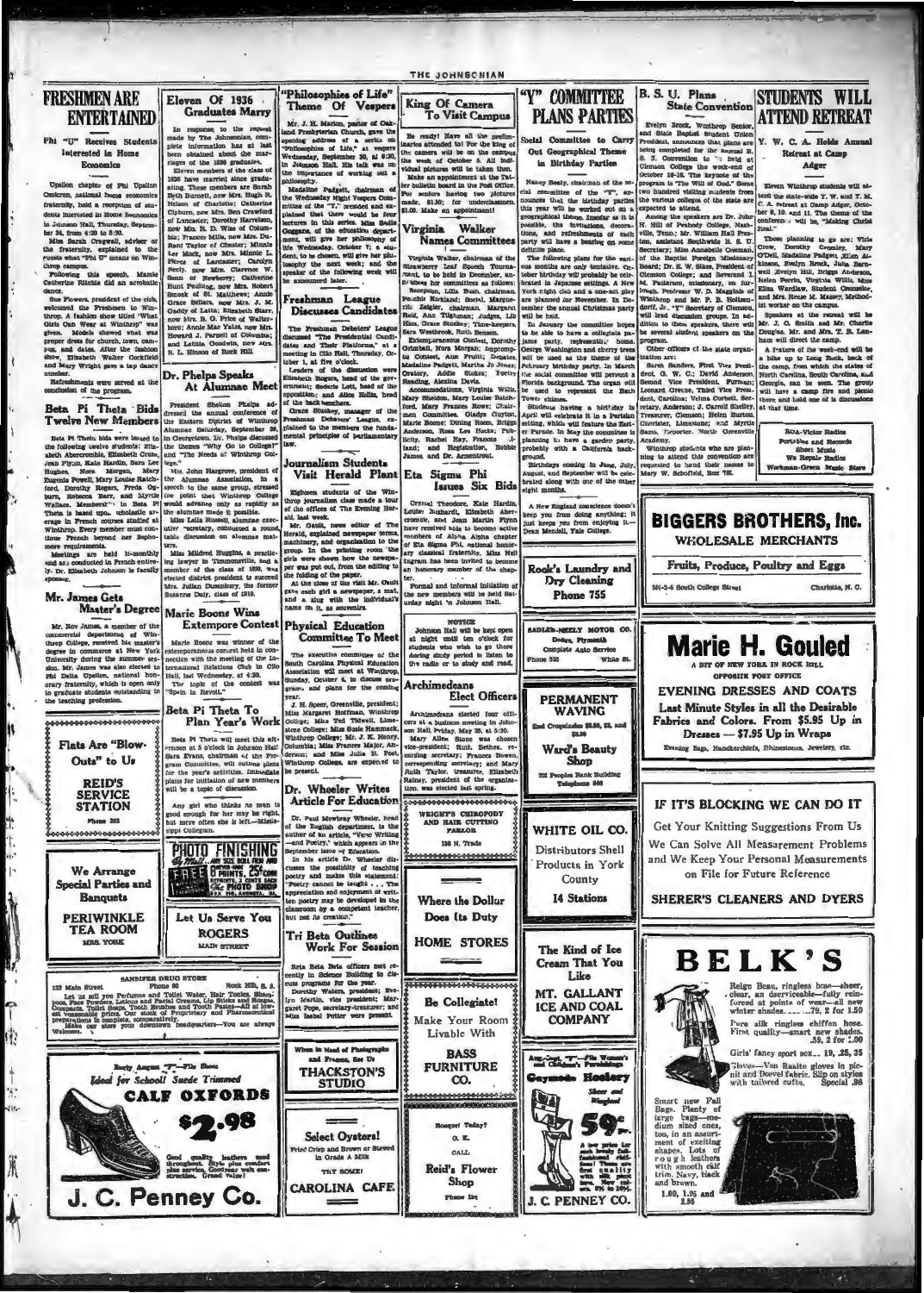# FRESHMEN ARE ENTERTAINED

## Phi "U" Receives Students Interested in Home Economics

Upsilon chapter of Phi Upsilon Omicron, national home economics fraternity, held a reception of students interested in Home Economics in Johnson Hall, Thursday, September 24, from 4:30 to 5:30.

Miss Sarah Cragwall, adviser of the fraternity, explained to the guests what "Phi U" means on Winthrop campus.

Following this speech, Mamie Catherine Ritchie did an acrobatic dance.

Sue Flowers, president of the club, welcomed the Freshmen to Winthrop. A fashion show titled "What Girls Can Wear at Winthrop" was given. Models showed what was proper dress for church, town, campus, and dates. After the fashion show, Elizabeth Walker Cockfield and Mary Wright gave a tap dance number.

Refreshments were served at the conclusion of the program.

## Beta Pi Theta Bids Twelve New Members

Beta Pi Theta bids were issued to the following twelve students: Elizabeth Abercrombie, Elizabeth Crute, Jean Flynn, Kate Hardin, Sara Lee Hughes, Nora Morgan, Mary Eugenia Powell, Mary Louise Hatchford, Dorothy Rogers, Freda Ogburn, Rebecca Barr, and Myrtle Wallace. Membership in Beta Pi Theta is based upon scholastic average in French courses studied at Winthrop. Every member must continue French beyond her Sophomore requirements.

Meetings are held bi-monthly and are conducted in French entirely. Dr. Elizabeth Johnson is faculty sponsor.

## Mr. James Gets Master's Degree

Mr. Roy James, a member of the commercial department of Winthrop College, received his master's degree in commerce at New York University during the summer session. Mr. James was also elected to Phi Delta Upsilon, national honorary fraternity, which is open only to graduate students outstanding in the teaching profession.

---

Flats Are "Blow-Outs" to Us

**REID'S SERVICE STATION**

Phone 282

---

We Arrange Special Parties and Banquets

**PERIWINKLE TEA ROOM**

MRS. YORK

---

**SANDIFER DRUG STORE**

122 Main Street — Phone 80 — Rock Hill, S. C.

Let us sell you Perfumes and Toilet Water, Hair Tonics, Shampoos, Face Powders, Lotions and Facial Creams, Lip Sticks and Rouge, Compacts, Toilet Soaps, Tooth Brushes and Tooth Pastes—All at lowest reasonable prices. Our stock of Proprietary and Pharmaceutical preparations is complete, comparatively. Make our store your downtown headquarters—You are always Welcome.

---

Betty Augusta "Fit" Shoe

**Ideal for School! Suede Trimmed CALF OXFORDS**

**$2.98**

Good quality leathers used throughout. Style plus comfort plus service. Goodyear welt construction. Grand value!

**J. C. Penney Co.**

---

# Eleven Of 1936 Graduates Marry

In response to the request made by The Johnsonian, complete information has at last been obtained about the marriages of the 1936 graduates.

Eleven members of the class of 1936 have married since graduating. These members are Sarah Beth Burnett, now Mrs. Hugh R. Nelson of Columbia; Catherine Clyburn, now Mrs. Ben Crawford of Lancaster; Dorothy Harrelson, now Mrs. R. D. Wise of Columbia; Frances Mills, now Mrs. Durant Taylor of Chester; Minnie Lee Mock, now Mrs. Minnie L. Pierce of Lancaster; Carolyn Neely, now Mrs. Clarence W. Senn of Newberry; Catherine Hunt Pauling, now Mrs. Robert Brook of St. Matthews; Annie Grace Sellars, now Mrs. J. M. Caddy of Latta; Elizabeth Starr, now Mrs. B. O. Price of Walterboro; Annie Mae Yates, now Mrs. Howard J. Parnell of Columbia; and Letitia Goodwin, now Mrs. R. L. Hinson of Rock Hill.

## Dr. Phelps Speaks At Alumnae Meet

President Shelton Phelps addressed the annual conference of the Eastern District of Winthrop Alumnae Saturday, September 26, in Georgetown. Dr. Phelps discussed the themes "Why Go to College?" and "The Needs of Winthrop College."

Mrs. John Hargrove, president of the alumnae Association, in a speech to the same group, stressed the point that Winthrop College would advance only as rapidly as the alumnae made it possible.

Miss Leila Russell, alumnae executive secretary, conducted a round table discussion on alumnae matters.

Miss Mildred Huggins, a practicing lawyer in Timmonsville, and a member of the class of 1930, was elected district president to succeed Mrs. Julian Dusenbury, the former Susanne Daly, class of 1919.

## Marie Boone Wins Extempore Contest

Marie Boone was winner of the extemporaneous contest held in connection with the meeting of the International Relations Club in Clio Hall, last Wednesday, at 4:30.

The topic of the contest was "Spain in Revolt."

## Beta Pi Theta To Plan Year's Work

Beta Pi Theta will meet this afternoon at 5 o'clock in Johnson Hall. Sara Evans, chairman of the Program Committee, will outline plans for the year's activities. Immediate plans for initiation of new members will be a topic of discussion.

---

Any girl who thinks no man is good enough for her may be right, but more often she is left.—Mississippi Collegian.

---

**PHOTO FINISHING** By Mail... ANY SIZE ROLL FILM AND 8 PRINTS, 25c COIN. FREE — REPRINTS, 3 CENTS EACH. The PHOTO SHOP, BOX 1016, AUGUSTA, GA.

---

Let Us Serve You

**ROGERS**

MAIN STREET

---

# "Philosophies of Life" Theme Of Vespers

Mr. J. H. Marion, pastor of Oakland Presbyterian Church, gave the opening address of a series on "Philosophies of Life," at vespers Wednesday, September 30, at 6:30, in Johnson Hall. His talk was on the importance of working out a philosophy.

Madaline Padgett, chairman of the Wednesday Night Vespers Committee of the "Y," presided and explained that there would be four lectures in this series. Miss Sadie Goggans, of the education department, will give her philosophy of life Wednesday, October 7; a student, to be chosen, will give her philosophy the next week; and the speaker of the following week will be announced later.

## Freshman League Discusses Candidates

The Freshman Debaters' League discussed "The Presidential Candidates and Their Platforms," at a meeting in Clio Hall, Thursday, October 1, at five o'clock.

Leaders of the discussion were Elizabeth Rogers, head of the government; Sadie Lott, head of the opposition; and Allan Hollis, head of the back benchers.

Grace Stuckey, manager of the Freshman Debaters' League, explained to the members the fundamental principles of parliamentary law.

## Journalism Students Visit Herald Plant

Eighteen students of the Winthrop journalism class made a tour of the offices of The Evening Herald, last week.

Mr. Gault, news editor of The Herald, explained newspaper terms, machinery, and organization to the group. In the printing room the girls were shown how the newspaper was put out, from the editing to the folding of the paper.

At the close of the visit Mr. Gault gave each girl a newspaper, a mat, and a slug with the individual's name on it, as souvenirs.

## Physical Education Committee To Meet

The executive committee of the South Carolina Physical Education Association will meet at Winthrop, Sunday, October 4, to discuss program, and plans for the coming year.

J. H. Speer, Greenville, president; Miss Margaret Hoffman, Winthrop College; Miss Ted Tidwell, Limestone College; Miss Gussie Hammack, Winthrop College; Mr. J. K. Henry, Columbia; Miss Frances Major, Anderson; and Miss Julia H. Post, Winthrop College, are expected to be present.

## Dr. Wheeler Writes Article For Education

Dr. Paul Mowbray Wheeler, head of the English department, is the author of an article, "Verse Writing—and Poetry," which appears in the September issue of Education.

In his article Dr. Wheeler discusses the possibility of teaching poetry and makes this statement: "Poetry cannot be taught . . . The appreciation and enjoyment of written poetry may be developed in the classroom by a competent teacher, but not its creation."

## Tri Beta Outlines Work For Session

Beta Beta Beta officers met recently in Science Building to discuss programs for the year.

Dorothy Walters, president; Evelyn Martin, vice president; Margaret Pope, secretary-treasurer; and Miss Isabel Potter were present.

---

When in Need of Photographs and Frames, See Us

**THACKSTON'S STUDIO**

---

**Select Oysters!**

Fried Crisp and Brown or Stewed in Grade A Milk

TRY SOME!

**CAROLINA CAFE**

---

# King Of Camera To Visit Campus

Be ready! Have all the preliminaries attended to! For the king of the camera will be on the campus the week of October 5. All individual pictures will be taken then.

Make an appointment at the Tatler bulletin board in the Post Office. For seniors having two pictures made, $1.50; for underclassmen $1.00. Make an appointment!

## Virginia Walker Names Committees

Virginia Walker, chairman of the Strawberry Leaf Speech Tournament, to be held in December, announces her committees as follows:

Reception, Lilla Bush, chairman, Paschal Kirkland; Social, Marguerite Zeigler, chairman, Margaret Reid, Ann Tilghman; Judges, Lib Elam, Grace Stuckey; Time-keepers, Sara Westbrook, Ruth Benson.

Extemporaneous Contest, Dorothy Grimball, Nora Morgan; Impromptu Contest, Ann Fruitt; Debates, Madaline Padgett, Martha Jo Jones; Oratory, Addie Stokes; Poetry Reading, Alexina Davis.

Accommodations, Virginia Wills, Mary Sheldon, Mary Louise Hatchford, Mary Frances Rowe; Chairmen Committee, Gladys Clayton, Marie Boone; Dining Room, Briggs Anderson, Rosa Lee Hucks; Publicity, Rachel Ray, Frances Island; and Registration, Bobbie James and Dr. Armentrout.

## Eta Sigma Phi Issues Six Bids

Crystal Theodore, Kate Hardin, Louise Bushardt, Elizabeth Abercrombie, and Jean Martin Flynn have received bids to become active members of Alpha Alpha chapter of Eta Sigma Phi, national honorary classical fraternity. Miss Nell Ingram has been invited to become an honorary member of the chapter.

Formal and informal initiation of the new members will be held Saturday night in Johnson Hall.

---

**NOTICE**

Johnson Hall will be kept open at night until ten o'clock for students who wish to go there during study period to listen to the radio or to study and read.

---

## Archimedeans Elect Officers

Archimedeans elected four officers at a business meeting in Johnson Hall, Friday, May 29, at 5:30.

Mary Allen Stone was chosen vice-president; Ruth Bethea, recording secretary; Frances Bowen, corresponding secretary; and Mary Ruth Taylor, treasurer. Elizabeth Rainey, president of the organization, was elected last spring.

---

**WRIGHT'S CHIROPODY AND HAIR CUTTING PARLOR**

138 N. Trade

---

Where the Dollar Does Its Duty

**HOME STORES**

---

**Be Collegiate!**

Make Your Room Livable With

**BASS FURNITURE CO.**

---

Bouquet Today?

O. K.

CALL

**Reid's Flower Shop**

Phone 184

---

# "Y" COMMITTEE PLANS PARTIES

## Social Committee to Carry Out Geographical Theme in Birthday Parties

Nancy Beaty, chairman of the social committee of the "Y," announces that the birthday parties this year will be worked out on a geographical theme. Insofar as it is possible, the invitations, decorations, and refreshments of each party will have a bearing on some definite place.

The following plans for the various months are only tentative. October birthday will probably be celebrated in Japanese settings. A New York night club and a one-act play are planned for November. In December the annual Christmas party will be held.

In January the committee hopes to be able to have a collegiate pajama party, representing home. George Washington and cherry trees will be used as the theme of the February birthday party. In March the social committee will present a Florida background. The organ will be used to represent the Bach Tower chimes.

Students having a birthday in April will celebrate it in a Parisian setting, which will feature the Easter Parade. In May the committee is planning to have a garden party, probably with a California background.

Birthdays coming in June, July, August, and September will be celebrated along with one of the other eight months.

---

A New England conscience doesn't keep you from doing anything; it just keeps you from enjoying it.—Dean Mendell, Yale College.

---

**Rock's Laundry and Dry Cleaning**

Phone 755

---

**SADLER-NEELY MOTOR CO.**

Dodge, Plymouth

Complete Auto Service

Phone 335 — White St.

---

**PERMANENT WAVING**

End Croquignole $3.50, $5, and $3.00

**Ward's Beauty Shop**

203 Peoples Bank Building

Telephone 546

---

**WHITE OIL CO.**

Distributors Shell Products in York County

14 Stations

---

The Kind of Ice Cream That You Like

**MT. GALLANT ICE AND COAL COMPANY**

---

Ang-Co-Tex "Fit" The Women's and Children's Furnishings

**Gaymode Hosiery**

Sheer and Ringless!

A low price for such lovely full-fashioned chiffon hose! These are first quality with picot tops, lisle feet. 45 to 51 gauge.

**59c**

**J. C. PENNEY CO.**

---

# B. S. U. Plans State Convention

Evelyn Brock, Winthrop Senior, and State Baptist Student Union President, announces that plans are being completed for the annual B. S. U. Convention to be held at Clemson College the week-end of October 16-18. The keynote of the program is "The Will of God." Some two hundred visiting students from the various colleges of the state are expected to attend.

Among the speakers are Dr. John H. Hill of Peabody College, Nashville, Tenn.; Mr. William Hall Preston, assistant Southwide B. S. U. Secretary; Miss Annabelle Coleman, of the Baptist Foreign Missionary Board; Dr. E. W. Sikes, President of Clemson College; and Reverend L. M. Patterson, missionary, on furlough. Professor W. D. Magginis of Winthrop and Mr. P. B. Boltendorff, Jr., "Y" Secretary of Clemson, will lead discussion groups. In addition to these speakers, there will be several student speakers on the program.

Other officers of the state organization are:

Sarah Sanders, First Vice President, G. W. C.; David Anderson, Second Vice President, Furman; Leonard Greene, Third Vice President, Carolina; Velma Corbett, Secretary, Anderson; J. Carroll Shelley, Treasurer, Clemson; Helen Burton, Chorister, Limestone; and Myrtle Sams, Reporter, North Greenville Academy.

Winthrop students who are planning to attend this convention are requested to hand their names to Mary W. Schofield, Box "H."

---

**BIGGERS BROTHERS, Inc.**

WHOLESALE MERCHANTS

Fruits, Produce, Poultry and Eggs

501-3-5 South College Street — Charlotte, N. C.

---

**Marie H. Gouled**

A BIT OF NEW YORK IN ROCK HILL

OPPOSITE POST OFFICE

**EVENING DRESSES AND COATS**

Last Minute Styles in all the Desirable Fabrics and Colors. From $5.95 Up in Dresses — $7.95 Up in Wraps

Evening Bags, Handkerchiefs, Rhinestones, Jewelry, etc.

---

**IF IT'S BLOCKING WE CAN DO IT**

Get Your Knitting Suggestions From Us

We Can Solve All Measurement Problems and We Keep Your Personal Measurements on File for Future Reference

**SHERER'S CLEANERS AND DYERS**

---

# STUDENTS WILL ATTEND RETREAT

## Y. W. C. A. Holds Annual Retreat at Camp Adger

Eleven Winthrop students will attend the state-wide Y. W. and Y. M. C. A. retreat at Camp Adger, October 9, 10, and 11. The theme of the conference will be, "Making Christ Real."

Those planning to go are: Viola Crow, Dorothy Cromley, Mary O'Dell, Madaline Padgett, Ellen Atkinson, Evelyn Brock, Julia Barnwell, Evelyn Hill, Briggs Anderson, Helen Pervis, Virginia Willis, Miss Ellen Wardlaw, Student Counselor, and Mrs. Reese M. Massey, Methodist worker on the campus.

Speakers at the retreat will be Mr. J. O. Smith and Mr. Charlie Douglas. Mr. and Mrs. T. B. Lanham will direct the camp.

A feature of the week-end will be a hike up to Long Rock, back of the camp, from which the states of North Carolina, South Carolina, and Georgia can be seen. The group will have a camp fire and picnic there and hold one of its discussions at that time.

---

RCA-Victor Radios

Portables and Records

Short Music

We Repair Radios

**Workman-Green Music Store**

---

# BELK'S

Reign Beau, ringless hose—sheer, clear, an dserviceable—fully reinforced at points of wear—all new winter shades.......79, 2 for 1.50

Pure silk ringless chiffon hose. First quality—smart new shades. .59, 2 for 1.00

Girls' fancy sport sox... 19, .25, 35

Gloves—Van Raalte gloves in pique and Doeval fabric. Slip on styles with tailored cuffs. Special .98

Smart new Fall Bags. Plenty of large bags—medium sized ones, too, in an assortment of exciting shapes. Lots of rough leathers with smooth calf trim. Navy, black and brown.

1.00, 1.95 and 2.95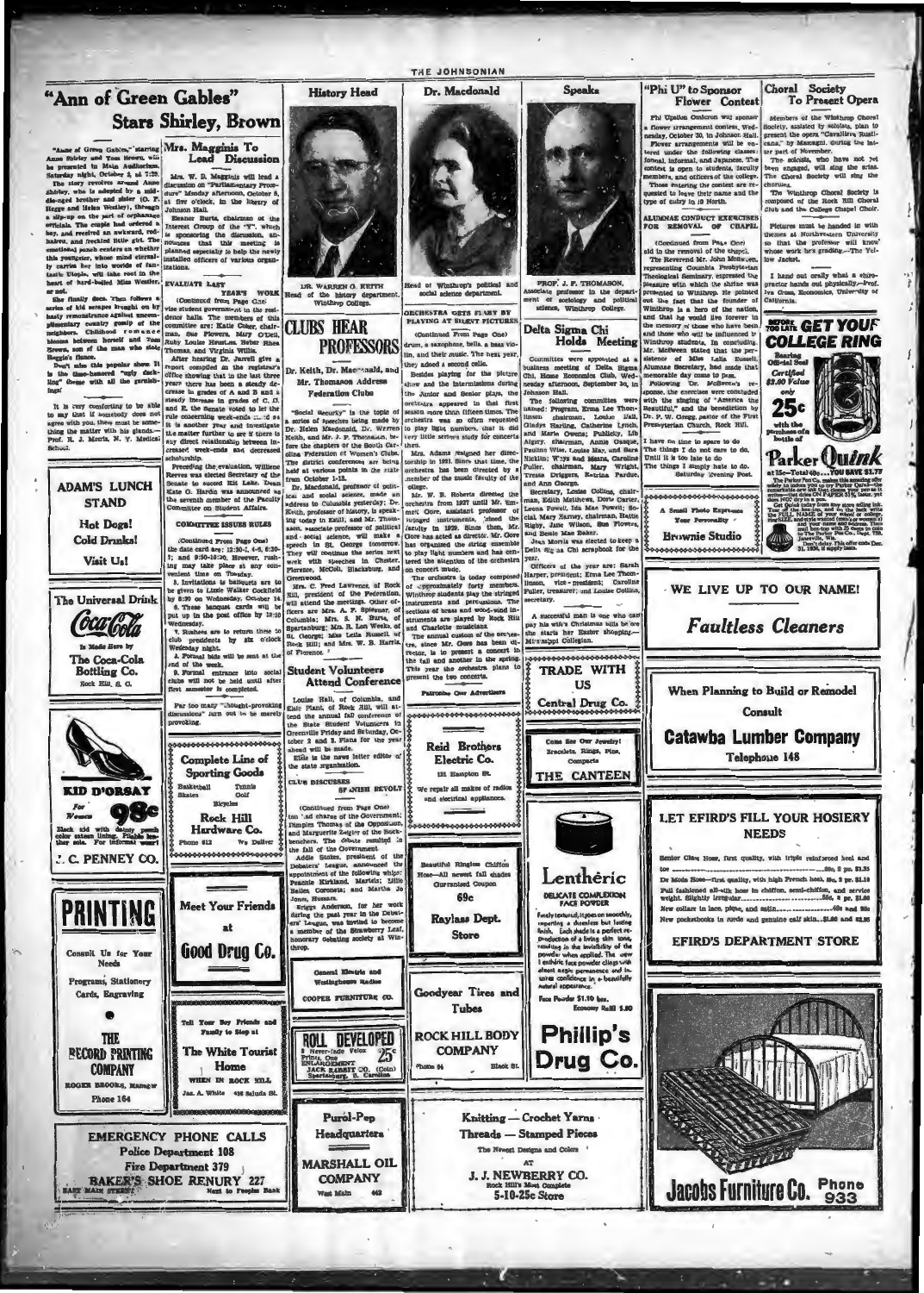## "Ann of Green Gables" Stars Shirley, Brown

"Anne of Green Gables," starring Anne Shirley and Tom Brown, will be presented in Main Auditorium, Saturday night, October 3, at 7:30.

The story revolves around Anne Shirley, who is adopted by a middle-aged brother and sister (O. P. Heggie and Helen Westley), through a slip-up on the part of orphanage officials. The couple had ordered a boy, and received an awkward, redhaired, and freckled little girl. The emotional punch centers on whether this youngster, whose mind eternally carries her into worlds of fantastic Utopia, will take root in the heart of hard-boiled Miss Westley, or not.

She finally does. Then follows a series of kid scrapes brought on by hasty remonstrance against uncomplimentary country gossip of the neighbors. Childhood romance blooms between herself and Tom Brown, son of the man who stole Heggie's fiance.

Don't miss this popular show. It is the time-honored "ugly duckling" theme with all the garnishings!

It is very comforting to be able to say that if somebody does not agree with you, there must be something the matter with his glands.—Prof. R. J. Morris, N. Y. Medical School.

## Mrs. Magginis To Lead Discussion

Mrs. W. D. Magginis will lead a discussion on "Parliamentary Procedure" Monday afternoon, October 5, at five o'clock, in the library of Johnson Hall.

Eleanor Burts, chairman of the Interest Group of the "Y", which is sponsoring the discussion, announces that this meeting is planned especially to help the newly installed officers of various organizations.

## EVALUATE LAST YEAR'S WORK

(Continued from Page One)

vise student government in the residence halls. The members of this committee are: Katie Coker, chairman, Sue Flowers, Mary O'Dell, Ruby Louise Hensley, Esther Rhea Thomas, and Virginia Willis.

After hearing Dr. Jarrell give a report compiled at the registrar's office showing that in the last three years there has been a steady decrease in grades of A and B and a steady increase in grades of C, D, and E, the Senate voted to let the rule concerning week-ends stand as it is another year and investigate the matter further to see if there is any direct relationship between increased week-ends and decreased scholarship.

Preceding the evaluation, Willene Reeves was elected Secretary of the Senate to succeed Kit Lake. Dean Kate G. Hardin was announced as the seventh member of the Faculty Committee on Student Affairs.

### COMMITTEE ISSUES RULES

(Continued From Page One)

the date card are: 12:30-1, 4-5, 6:30-7; and 9:50-10:30. However, rushing may take place at any convenient time on Tuesday.

5. Invitations to banquets are to be given to Lizzie Walker Cockfield by 8:30 on Wednesday, October 14.

6. These banquet cards will be put up in the post office by 10:30 Wednesday.

7. Rushees are to return these to club presidents by six o'clock Wednesday night.

8. Formal bids will be sent at the end of the week.

9. Formal entrance into social clubs will not be held until after first semester is completed.

Far too many "thought-provoking" discussions turn out to be merely provoking.

ADAMS' LUNCH STAND
Hot Dogs!
Cold Drinks!
Visit Us!

The Universal Drink
Coca-Cola
Is Made Here by
The Coca-Cola Bottling Co.
Rock Hill, S. C.

KID D'ORSAY
For Women
98c
Black kid with dainty pastel color sateen lining. Pliable leather sole. For informal wear!
J. C. PENNEY CO.

PRINTING
Consult Us for Your Needs
Programs, Stationery
Cards, Engraving
THE RECORD PRINTING COMPANY
ROGER BROOKS, Manager
Phone 164

Complete Line of Sporting Goods
Basketball — Tennis
Skates — Golf
Bicycles
Rock Hill Hardware Co.
Phone 812 — We Deliver

Meet Your Friends at Good Drug Co.

Tell Your Boy Friends and Family to Stop at
The White Tourist Home
WHEN IN ROCK HILL
Jas. A. White — 416 Saluda St.

EMERGENCY PHONE CALLS
Police Department 108
Fire Department 379
BAKER'S SHOE RENURY 227
EAST MAIN STREET — Next to Peoples Bank

## History Head

DR. WARREN G. KEITH
Head of the history department, Winthrop College.

## CLUBS HEAR PROFESSORS

### Dr. Keith, Dr. Macdonald, and Mr. Thomason Address Federation Clubs

"Social Security" is the topic of a series of speeches being made by Dr. Helen Macdonald, Dr. Warren Keith, and Mr. J. F. Thomason, before the chapters of the South Carolina Federation of Women's Clubs. The district conferences are being held at various points in the state from October 1-12.

Dr. Macdonald, professor of political and social science, made an address to Columbia yesterday; Dr. Keith, professor of history, is speaking today in Enill; and Mr. Thomason, associate professor of political and social science, will make a speech in St. George tomorrow. They will continue the series next week with speeches in Chester, Florence, McColl, Blacksburg, and Greenwood.

Mrs. C. Fred Lawrence, of Rock Hill, president of the Federation, will attend the meetings. Other officers are Mrs. A. F. Spiesner, of Columbia; Mrs. S. N. Burts, of Spartanburg; Mrs. R. Lee Weeks, of St. George; Miss Leila Russell, of Rock Hill; and Mrs. W. B. Harris, of Florence.

## Student Volunteers Attend Conference

Louise Hall, of Columbia, and Elsie Plant, of Rock Hill, will attend the annual fall conference of the State Student Volunteers in Greenville Friday and Saturday, October 2 and 3. Plans for the year ahead will be made.

Elsie is the news letter editor of the state organization.

## CLUB DISCUSSES SPANISH REVOLT

(Continued from Page One)

ton had charge of the Government; Dimples Thomas of the Opposition, and Marguerite Zeigler of the Backbenchers. The debate resulted in the fall of the Government.

Addie Stokes, president of the Debaters' League, announced the appointment of the following whips: Peaches Kirkland, Martels; Lillie Bailes, Coronets; and Martha Jo Jones, Hussars.

Briggs Anderson, for her work during the past year in the Debaters' League, was invited to become a member of the Strawberry Leaf, honorary debating society at Winthrop.

General Electric and Westinghouse Radios
COOPER FURNITURE CO.

ROLL DEVELOPED
8 Never-fade Velox Prints, One ENLARGEMENT 25c (Coin)
JACK RABBIT CO.
Spartanburg, S. Carolina

Purol-Pep Headquarters
MARSHALL OIL COMPANY
West Main — 442

## Dr. Macdonald

Head of Winthrop's political and social science department.

## ORCHESTRA GETS START BY PLAYING AT SILENT PICTURES

(Continued From Page One)

drum, a saxophone, bells, a bass violin, and their music. The next year, they added a second cello.

Besides playing for the picture show and the intermissions during the Junior and Senior plays, the orchestra appeared in that first season more than fifteen times. The orchestra was so often requested to play light numbers, that it did very little serious study for concerts then.

Mrs. Adams resigned her directorship in 1921. Since that time, the orchestra has been directed by a member of the music faculty of the college.

Mr. W. B. Roberts directed the orchestra from 1927 until Mr. Emmett Gore, assistant professor of stringed instruments, joined the faculty in 1929. Since then, Mr. Gore has acted as director. Mr. Gore has organized the string ensemble to play light numbers and has centered the attention of the orchestra on concert music.

The orchestra is today composed of approximately forty members. Winthrop students play the stringed instruments and percussions. The sections of brass and wood-wind instruments are played by Rock Hill and Charlotte musicians.

The annual custom of the orchestra, since Mr. Gore has been director, is to present a concert in the fall and another in the spring. This year the orchestra plans to present the two concerts.

Patronize Our Advertisers

Reid Brothers Electric Co.
131 Hampton St.
We repair all makes of radios and electrical appliances.

Beautiful Ringless Chiffon Hose—All newest fall shades
Gurranteed Coupon
69c
Raylass Dept. Store

Goodyear Tires and Tubes
ROCK HILL BODY COMPANY
Phone 84 — Black St.

Knitting — Crochet Yarns
Threads — Stamped Pieces
The Newest Designs and Colors
AT
J. J. NEWBERRY CO.
Rock Hill's Most Complete
5-10-25c Store

## Speaks

PROF. J. F. THOMASON, Associate professor in the department of sociology and political science, Winthrop College.

## Delta Sigma Chi Holds Meeting

Committees were appointed at a business meeting of Delta Sigma Chi, Home Economics Club, Wednesday afternoon, September 30, in Johnson Hall.

The following committees were named: Program, Erma Lee Thomlinson, chairman, Louise Hall, Gladys Harling, Catherine Lynch, and Marie Owens; Publicity, Lib Algary, chairman, Annie Ozaque, Pauline Wise, Louise May, and Sara Hicklin; Ways and Means, Caroline Fuller, chairman, Mary Wright, Tressa Driggers, Katrina Pardue, and Ann George.

Secretary, Louise Collins, chairman, Edith Matthews, Doris Carter, Leona Powell, Ida Mae Powell; Social, Mary Harvey, chairman, Hattie Rigby, Jane Wilson, Sue Flowers, and Bessie Mae Baker.

Jean Morris was elected to keep a Delta Sigma Chi scrapbook for the year.

Officers of the year are: Sarah Harper, president; Erma Lee Thomlinson, vice-president; Caroline Fuller, treasurer; and Louise Collins, secretary.

A successful man is one who can pay his wife's Christmas bills before she starts her Easter shopping.—Mississippi Collegian.

TRADE WITH US
Central Drug Co.

Come See Our Jewelry!
Bracelets, Rings, Pins, Compacts
THE CANTEEN

Lenthéric
DELICATE COMPLEXION FACE POWDER
Finely textured, it goes on smoothly, imparting a flawless but lasting finish. Each shade is a perfect reproduction of a living skin tone, resulting in the invisibility of the powder when applied. The new Lenthéric face powder clings with almost magic permanence and inspires confidence in a beautifully natural appearance.
Face Powder $1.10 box.
Economy Refill 1.80
Phillip's Drug Co.

## "Phi U" to Sponsor Flower Contest

Phi Upsilon Omicron will sponsor a flower arrangement contest, Wednesday, October 30, in Johnson Hall.

Flower arrangements will be entered under the following classes: formal, informal, and Japanese. The contest is open to students, faculty members, and officers of the college.

Those entering the contest are requested to leave their name and the type of entry in 10 North.

## ALUMNAE CONDUCT EXERCISES FOR REMOVAL OF CHAPEL

(Continued from Page One)

aid in the removal of the chapel. The Reverend Mr. John McSween, representing Columbia Presbyterian Theological Seminary, expressed the pleasure with which the shrine was presented to Winthrop. He pointed out the fact that the founder of Winthrop is a hero of the nation, and that he would live forever in the memory of those who have been and those who will be influenced by Winthrop students. In concluding, Mr. McSween stated that the persistence of Miss Leila Russell, Alumnae Secretary, had made that memorable day come to pass.

Following Dr. McSween's response, the exercises were concluded with the singing of "America the Beautiful," and the benediction by Dr. P. W. Gregg, pastor of the First Presbyterian Church, Rock Hill.

I have no time to spare to do
The things I do not care to do,
Until it is too late to do
The things I simply hate to do.
—Saturday Evening Post.

A Small Photo Expresses Your Personality
Brownie Studio

## Choral Society To Present Opera

Members of the Winthrop Choral Society, assisted by soloists, plan to present the opera "Cavalliera Rusticana," by Mascagni, during the latter part of November.

The soloists, who have not yet been engaged, will sing the arias. The Choral Society will sing the choruses.

The Winthrop Choral Society is composed of the Rock Hill Choral Club and the College Chapel Choir.

Pictures must be handed in with themes at Northwestern University so that the professor will know whose work he's grading.—The Yellow Jacket.

I hand out orally what a chiropractor hands out physically.—Prof. Iva Cross, Economics, University of California.

BEFORE YOU LEAVE GET YOUR COLLEGE RING
Bearing Official Seal
Certified $2.00 Value
only 25c
with the purchase of a bottle of
Parker Quink
at 15c—Total 40c ... YOU SAVE $1.75
Don't delay. This offer ends Dec. 31, 1936, if supply lasts.

WE LIVE UP TO OUR NAME!
Faultless Cleaners

When Planning to Build or Remodel
Consult
Catawba Lumber Company
Telephone 148

LET EFIRD'S FILL YOUR HOSIERY NEEDS
Senior Class Hose, first quality, with triple reinforced heel and toe ... 69c, 2 pr. $1.35
De Moda Hose—first quality, with high French heels, 3 pr. $1.10
Full fashioned all-silk hose in chiffon, semi-chiffon, and service weight. Slightly irregular ... 55c, 2 pr. $1.00
New collars in lace, pique, and satin ... 49c and 98c
New pocketbooks in suede and genuine calf skin ... $1.00 and $2.95
EFIRD'S DEPARTMENT STORE

Jacobs Furniture Co. Phone 933